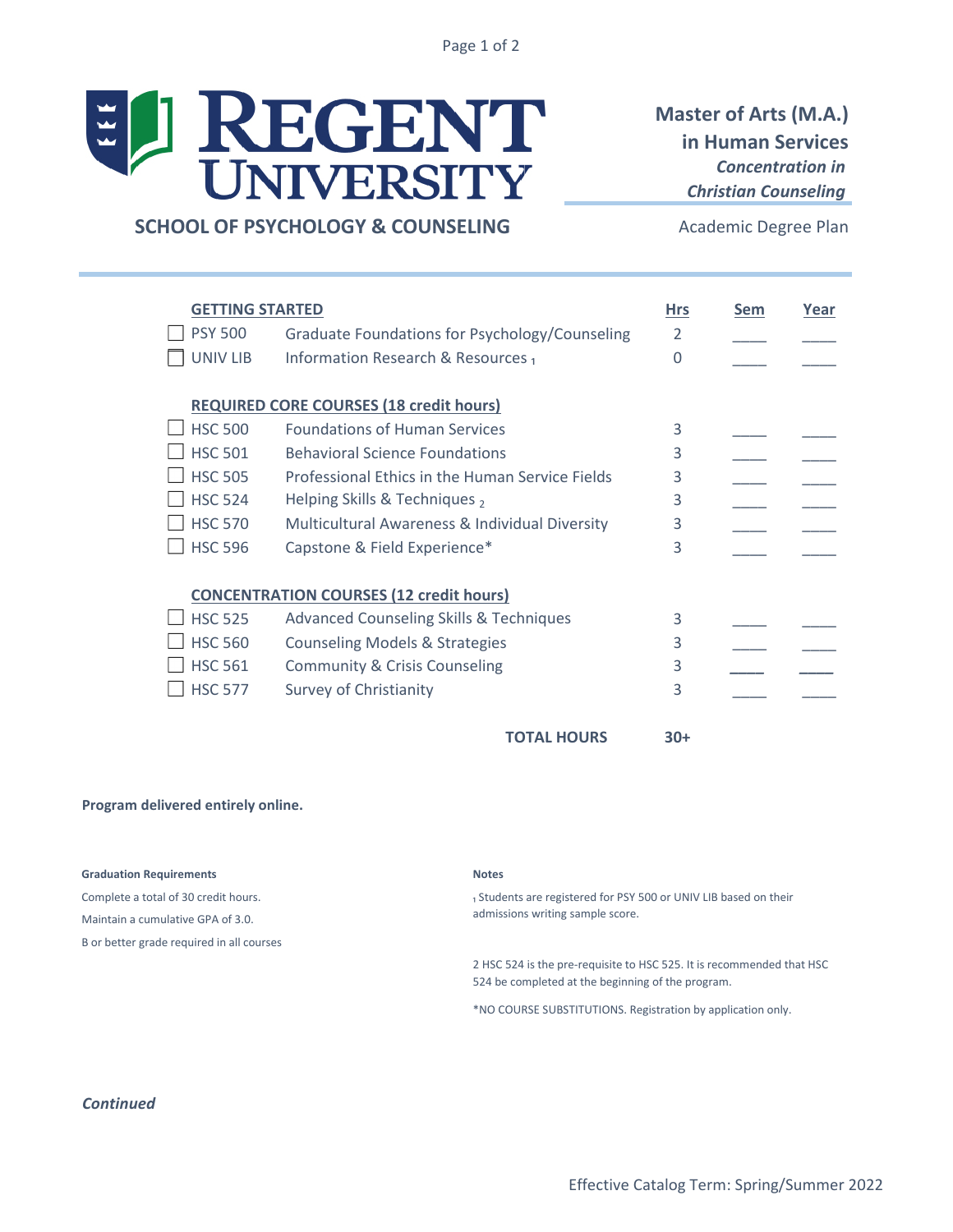# REGENT UNIVERSITY

## SCHOOL OF PSYCHOLOGY & COUNSELING

**Master of Arts (M.A.) in Human Services**

***Concentration in Christian Counseling***

Academic Degree Plan

| | | Hrs | Sem | Year |
|---|---|---|---|---|
| **GETTING STARTED** | | | | |
| ☐ PSY 500 | Graduate Foundations for Psychology/Counseling | 2 | ____ | ____ |
| ☐ UNIV LIB | Information Research & Resources [1] | 0 | ____ | ____ |
| **REQUIRED CORE COURSES (18 credit hours)** | | | | |
| ☐ HSC 500 | Foundations of Human Services | 3 | ____ | ____ |
| ☐ HSC 501 | Behavioral Science Foundations | 3 | ____ | ____ |
| ☐ HSC 505 | Professional Ethics in the Human Service Fields | 3 | ____ | ____ |
| ☐ HSC 524 | Helping Skills & Techniques [2] | 3 | ____ | ____ |
| ☐ HSC 570 | Multicultural Awareness & Individual Diversity | 3 | ____ | ____ |
| ☐ HSC 596 | Capstone & Field Experience* | 3 | ____ | ____ |
| **CONCENTRATION COURSES (12 credit hours)** | | | | |
| ☐ HSC 525 | Advanced Counseling Skills & Techniques | 3 | ____ | ____ |
| ☐ HSC 560 | Counseling Models & Strategies | 3 | ____ | ____ |
| ☐ HSC 561 | Community & Crisis Counseling | 3 | ____ | ____ |
| ☐ HSC 577 | Survey of Christianity | 3 | ____ | ____ |
| | **TOTAL HOURS** | **30+** | | |

**Program delivered entirely online.**

**Graduation Requirements**

Complete a total of 30 credit hours.

Maintain a cumulative GPA of 3.0.

B or better grade required in all courses

**Notes**

[1] Students are registered for PSY 500 or UNIV LIB based on their admissions writing sample score.

2 HSC 524 is the pre-requisite to HSC 525. It is recommended that HSC 524 be completed at the beginning of the program.

*NO COURSE SUBSTITUTIONS. Registration by application only.

***Continued***

Effective Catalog Term: Spring/Summer 2022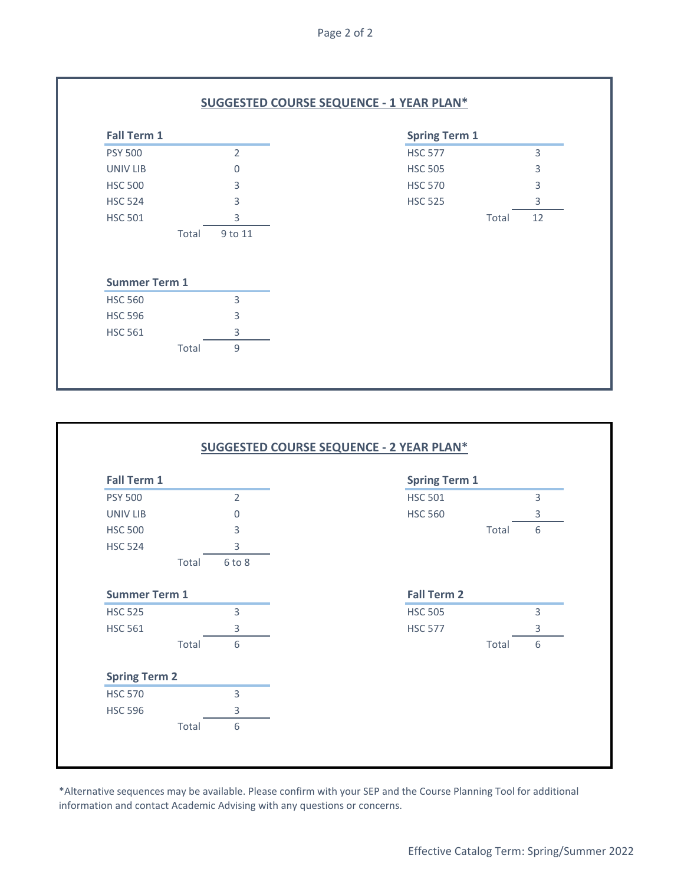## SUGGESTED COURSE SEQUENCE - 1 YEAR PLAN*

### Fall Term 1

| | |
|---|---|
| PSY 500 | 2 |
| UNIV LIB | 0 |
| HSC 500 | 3 |
| HSC 524 | 3 |
| HSC 501 | 3 |
| Total | 9 to 11 |

### Spring Term 1

| | |
|---|---|
| HSC 577 | 3 |
| HSC 505 | 3 |
| HSC 570 | 3 |
| HSC 525 | 3 |
| Total | 12 |

### Summer Term 1

| | |
|---|---|
| HSC 560 | 3 |
| HSC 596 | 3 |
| HSC 561 | 3 |
| Total | 9 |

## SUGGESTED COURSE SEQUENCE - 2 YEAR PLAN*

### Fall Term 1

| | |
|---|---|
| PSY 500 | 2 |
| UNIV LIB | 0 |
| HSC 500 | 3 |
| HSC 524 | 3 |
| Total | 6 to 8 |

### Spring Term 1

| | |
|---|---|
| HSC 501 | 3 |
| HSC 560 | 3 |
| Total | 6 |

### Summer Term 1

| | |
|---|---|
| HSC 525 | 3 |
| HSC 561 | 3 |
| Total | 6 |

### Fall Term 2

| | |
|---|---|
| HSC 505 | 3 |
| HSC 577 | 3 |
| Total | 6 |

### Spring Term 2

| | |
|---|---|
| HSC 570 | 3 |
| HSC 596 | 3 |
| Total | 6 |

*Alternative sequences may be available. Please confirm with your SEP and the Course Planning Tool for additional information and contact Academic Advising with any questions or concerns.

Effective Catalog Term: Spring/Summer 2022